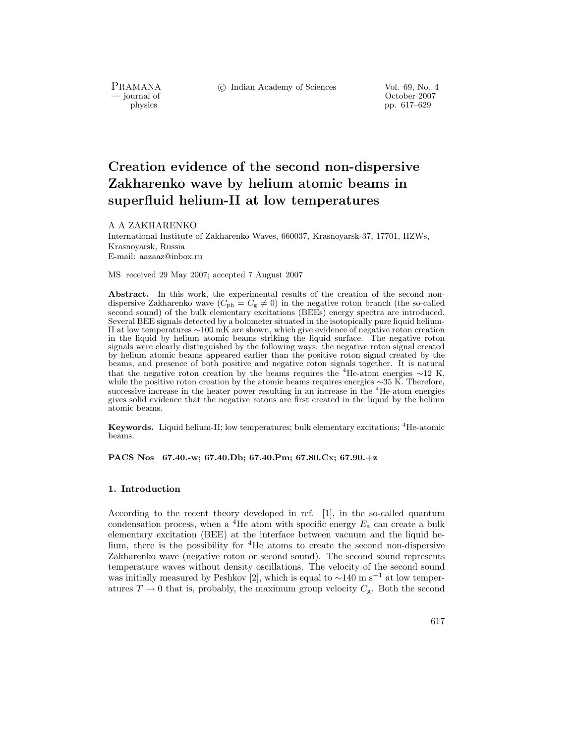# Creation evidence of the second non-dispersive Zakharenko wave by helium atomic beams in superfluid helium-II at low temperatures

A A ZAKHARENKO

International Institute of Zakharenko Waves, 660037, Krasnoyarsk-37, 17701, IIZWs, Krasnoyarsk, Russia

E-mail: aazaaz@inbox.ru

MS received 29 May 2007; accepted 7 August 2007

**Abstract.** In this work, the experimental results of the creation of the second non-dispersive Zakharenko wave ($C_{\mathrm{ph}} = C_{\mathrm{g}} \neq 0$) in the negative roton branch (the so-called second sound) of the bulk elementary excitations (BEEs) energy spectra are introduced. Several BEE signals detected by a bolometer situated in the isotopically pure liquid helium-II at low temperatures $\sim$100 mK are shown, which give evidence of negative roton creation in the liquid by helium atomic beams striking the liquid surface. The negative roton signals were clearly distinguished by the following ways: the negative roton signal created by helium atomic beams appeared earlier than the positive roton signal created by the beams, and presence of both positive and negative roton signals together. It is natural that the negative roton creation by the beams requires the $^4$He-atom energies $\sim$12 K, while the positive roton creation by the atomic beams requires energies $\sim$35 K. Therefore, successive increase in the heater power resulting in an increase in the $^4$He-atom energies gives solid evidence that the negative rotons are first created in the liquid by the helium atomic beams.

**Keywords.** Liquid helium-II; low temperatures; bulk elementary excitations; $^4$He-atomic beams.

**PACS Nos 67.40.-w; 67.40.Db; 67.40.Pm; 67.80.Cx; 67.90.+z**

## 1. Introduction

According to the recent theory developed in ref. [1], in the so-called quantum condensation process, when a $^4$He atom with specific energy $E_{\mathrm{a}}$ can create a bulk elementary excitation (BEE) at the interface between vacuum and the liquid helium, there is the possibility for $^4$He atoms to create the second non-dispersive Zakharenko wave (negative roton or second sound). The second sound represents temperature waves without density oscillations. The velocity of the second sound was initially measured by Peshkov [2], which is equal to $\sim$140 m s$^{-1}$ at low temperatures $T \to 0$ that is, probably, the maximum group velocity $C_{\mathrm{g}}$. Both the second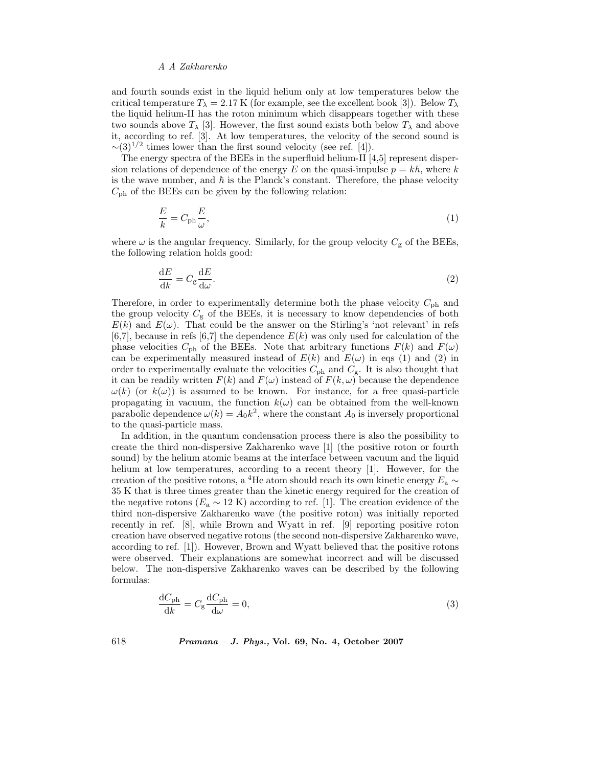and fourth sounds exist in the liquid helium only at low temperatures below the critical temperature $T_\lambda = 2.17$ K (for example, see the excellent book [3]). Below $T_\lambda$ the liquid helium-II has the roton minimum which disappears together with these two sounds above $T_\lambda$ [3]. However, the first sound exists both below $T_\lambda$ and above it, according to ref. [3]. At low temperatures, the velocity of the second sound is $\sim(3)^{1/2}$ times lower than the first sound velocity (see ref. [4]).

The energy spectra of the BEEs in the superfluid helium-II [4,5] represent dispersion relations of dependence of the energy $E$ on the quasi-impulse $p = k\hbar$, where $k$ is the wave number, and $\hbar$ is the Planck's constant. Therefore, the phase velocity $C_{\rm ph}$ of the BEEs can be given by the following relation:

$$\frac{E}{k} = C_{\rm ph}\frac{E}{\omega}, \tag{1}$$

where $\omega$ is the angular frequency. Similarly, for the group velocity $C_{\rm g}$ of the BEEs, the following relation holds good:

$$\frac{{\rm d}E}{{\rm d}k} = C_{\rm g}\frac{{\rm d}E}{{\rm d}\omega}. \tag{2}$$

Therefore, in order to experimentally determine both the phase velocity $C_{\rm ph}$ and the group velocity $C_{\rm g}$ of the BEEs, it is necessary to know dependencies of both $E(k)$ and $E(\omega)$. That could be the answer on the Stirling's 'not relevant' in refs [6,7], because in refs [6,7] the dependence $E(k)$ was only used for calculation of the phase velocities $C_{\rm ph}$ of the BEEs. Note that arbitrary functions $F(k)$ and $F(\omega)$ can be experimentally measured instead of $E(k)$ and $E(\omega)$ in eqs (1) and (2) in order to experimentally evaluate the velocities $C_{\rm ph}$ and $C_{\rm g}$. It is also thought that it can be readily written $F(k)$ and $F(\omega)$ instead of $F(k,\omega)$ because the dependence $\omega(k)$ (or $k(\omega)$) is assumed to be known. For instance, for a free quasi-particle propagating in vacuum, the function $k(\omega)$ can be obtained from the well-known parabolic dependence $\omega(k) = A_0k^2$, where the constant $A_0$ is inversely proportional to the quasi-particle mass.

In addition, in the quantum condensation process there is also the possibility to create the third non-dispersive Zakharenko wave [1] (the positive roton or fourth sound) by the helium atomic beams at the interface between vacuum and the liquid helium at low temperatures, according to a recent theory [1]. However, for the creation of the positive rotons, a $^4$He atom should reach its own kinetic energy $E_{\rm a} \sim 35$ K that is three times greater than the kinetic energy required for the creation of the negative rotons ($E_{\rm a} \sim 12$ K) according to ref. [1]. The creation evidence of the third non-dispersive Zakharenko wave (the positive roton) was initially reported recently in ref. [8], while Brown and Wyatt in ref. [9] reporting positive roton creation have observed negative rotons (the second non-dispersive Zakharenko wave, according to ref. [1]). However, Brown and Wyatt believed that the positive rotons were observed. Their explanations are somewhat incorrect and will be discussed below. The non-dispersive Zakharenko waves can be described by the following formulas:

$$\frac{{\rm d}C_{\rm ph}}{{\rm d}k} = C_{\rm g}\frac{{\rm d}C_{\rm ph}}{{\rm d}\omega} = 0, \tag{3}$$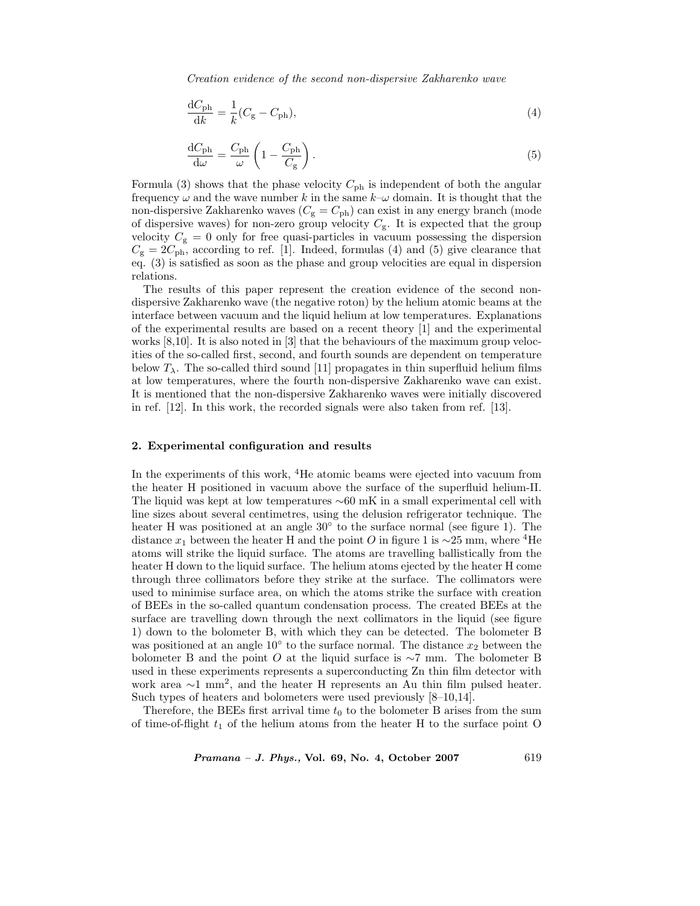$$\frac{\mathrm{d}C_{\mathrm{ph}}}{\mathrm{d}k} = \frac{1}{k}(C_{\mathrm{g}} - C_{\mathrm{ph}}), \tag{4}$$

$$\frac{\mathrm{d}C_{\mathrm{ph}}}{\mathrm{d}\omega} = \frac{C_{\mathrm{ph}}}{\omega}\left(1 - \frac{C_{\mathrm{ph}}}{C_{\mathrm{g}}}\right). \tag{5}$$

Formula (3) shows that the phase velocity $C_{\mathrm{ph}}$ is independent of both the angular frequency $\omega$ and the wave number $k$ in the same $k$–$\omega$ domain. It is thought that the non-dispersive Zakharenko waves ($C_{\mathrm{g}} = C_{\mathrm{ph}}$) can exist in any energy branch (mode of dispersive waves) for non-zero group velocity $C_{\mathrm{g}}$. It is expected that the group velocity $C_{\mathrm{g}} = 0$ only for free quasi-particles in vacuum possessing the dispersion $C_{\mathrm{g}} = 2C_{\mathrm{ph}}$, according to ref. [1]. Indeed, formulas (4) and (5) give clearance that eq. (3) is satisfied as soon as the phase and group velocities are equal in dispersion relations.

The results of this paper represent the creation evidence of the second non-dispersive Zakharenko wave (the negative roton) by the helium atomic beams at the interface between vacuum and the liquid helium at low temperatures. Explanations of the experimental results are based on a recent theory [1] and the experimental works [8,10]. It is also noted in [3] that the behaviours of the maximum group velocities of the so-called first, second, and fourth sounds are dependent on temperature below $T_{\lambda}$. The so-called third sound [11] propagates in thin superfluid helium films at low temperatures, where the fourth non-dispersive Zakharenko wave can exist. It is mentioned that the non-dispersive Zakharenko waves were initially discovered in ref. [12]. In this work, the recorded signals were also taken from ref. [13].

## 2. Experimental configuration and results

In the experiments of this work, $^4$He atomic beams were ejected into vacuum from the heater H positioned in vacuum above the surface of the superfluid helium-II. The liquid was kept at low temperatures $\sim$60 mK in a small experimental cell with line sizes about several centimetres, using the delusion refrigerator technique. The heater H was positioned at an angle 30° to the surface normal (see figure 1). The distance $x_1$ between the heater H and the point $O$ in figure 1 is $\sim$25 mm, where $^4$He atoms will strike the liquid surface. The atoms are travelling ballistically from the heater H down to the liquid surface. The helium atoms ejected by the heater H come through three collimators before they strike at the surface. The collimators were used to minimise surface area, on which the atoms strike the surface with creation of BEEs in the so-called quantum condensation process. The created BEEs at the surface are travelling down through the next collimators in the liquid (see figure 1) down to the bolometer B, with which they can be detected. The bolometer B was positioned at an angle 10° to the surface normal. The distance $x_2$ between the bolometer B and the point $O$ at the liquid surface is $\sim$7 mm. The bolometer B used in these experiments represents a superconducting Zn thin film detector with work area $\sim$1 mm$^2$, and the heater H represents an Au thin film pulsed heater. Such types of heaters and bolometers were used previously [8–10,14].

Therefore, the BEEs first arrival time $t_0$ to the bolometer B arises from the sum of time-of-flight $t_1$ of the helium atoms from the heater H to the surface point O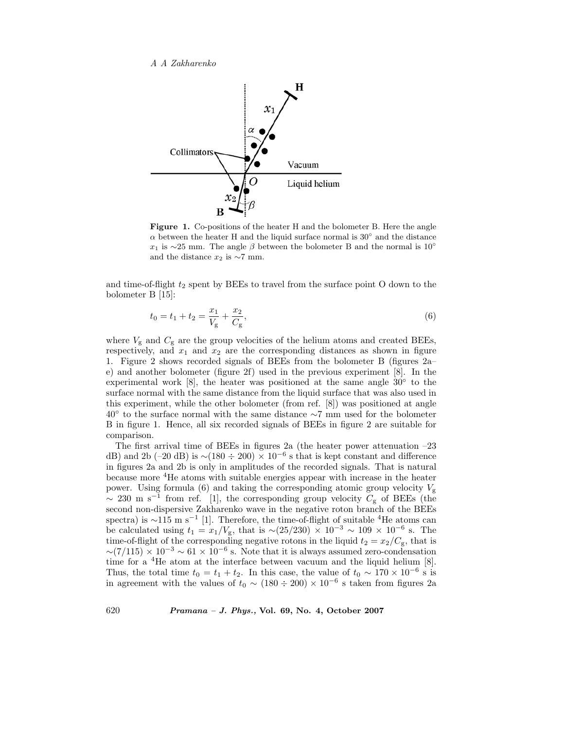H

$x_1$

$\alpha$

Collimators

Vacuum

$O$

Liquid helium

$x_2$

$\beta$

B

**Figure 1.** Co-positions of the heater H and the bolometer B. Here the angle $\alpha$ between the heater H and the liquid surface normal is 30° and the distance $x_1$ is ∼25 mm. The angle $\beta$ between the bolometer B and the normal is 10° and the distance $x_2$ is ∼7 mm.

and time-of-flight $t_2$ spent by BEEs to travel from the surface point O down to the bolometer B [15]:

$$t_0 = t_1 + t_2 = \frac{x_1}{V_\mathrm{g}} + \frac{x_2}{C_\mathrm{g}}, \tag{6}$$

where $V_\mathrm{g}$ and $C_\mathrm{g}$ are the group velocities of the helium atoms and created BEEs, respectively, and $x_1$ and $x_2$ are the corresponding distances as shown in figure 1. Figure 2 shows recorded signals of BEEs from the bolometer B (figures 2a–e) and another bolometer (figure 2f) used in the previous experiment [8]. In the experimental work [8], the heater was positioned at the same angle 30° to the surface normal with the same distance from the liquid surface that was also used in this experiment, while the other bolometer (from ref. [8]) was positioned at angle 40° to the surface normal with the same distance ∼7 mm used for the bolometer B in figure 1. Hence, all six recorded signals of BEEs in figure 2 are suitable for comparison.

The first arrival time of BEEs in figures 2a (the heater power attenuation –23 dB) and 2b (–20 dB) is $\sim(180 \div 200) \times 10^{-6}$ s that is kept constant and difference in figures 2a and 2b is only in amplitudes of the recorded signals. That is natural because more $^4$He atoms with suitable energies appear with increase in the heater power. Using formula (6) and taking the corresponding atomic group velocity $V_\mathrm{g} \sim 230$ m s$^{-1}$ from ref. [1], the corresponding group velocity $C_\mathrm{g}$ of BEEs (the second non-dispersive Zakharenko wave in the negative roton branch of the BEEs spectra) is ∼115 m s$^{-1}$ [1]. Therefore, the time-of-flight of suitable $^4$He atoms can be calculated using $t_1 = x_1/V_\mathrm{g}$, that is $\sim(25/230) \times 10^{-3} \sim 109 \times 10^{-6}$ s. The time-of-flight of the corresponding negative rotons in the liquid $t_2 = x_2/C_\mathrm{g}$, that is $\sim(7/115) \times 10^{-3} \sim 61 \times 10^{-6}$ s. Note that it is always assumed zero-condensation time for a $^4$He atom at the interface between vacuum and the liquid helium [8]. Thus, the total time $t_0 = t_1 + t_2$. In this case, the value of $t_0 \sim 170 \times 10^{-6}$ s is in agreement with the values of $t_0 \sim (180 \div 200) \times 10^{-6}$ s taken from figures 2a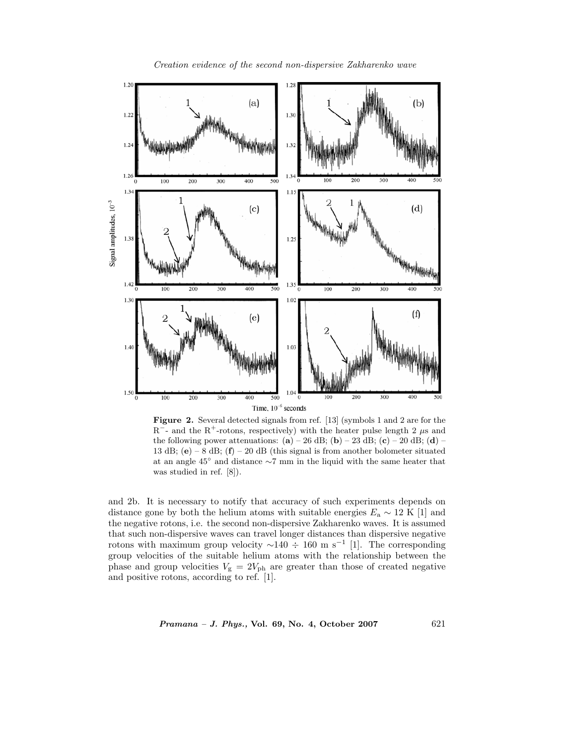Signal amplitudes, $10^{-3}$

(a)
1
1.20
1.22
1.24
1.26
0
100
200
300
400
500

(b)
1
1.28
1.30
1.32
1.34
0
100
200
300
400
500

(c)
1
2
1.34
1.38
1.42
0
100
200
300
400
500

(d)
2
1
1.15
1.25
1.35
0
100
200
300
400
500

(e)
1
2
1.30
1.40
1.50
0
100
200
300
400
500

(f)
2
1.02
1.03
1.04
0
100
200
300
400
500

Time, $10^{-6}$ seconds

**Figure 2.** Several detected signals from ref. [13] (symbols 1 and 2 are for the $R^-$- and the $R^+$-rotons, respectively) with the heater pulse length 2 $\mu$s and the following power attenuations: (**a**) – 26 dB; (**b**) – 23 dB; (**c**) – 20 dB; (**d**) – 13 dB; (**e**) – 8 dB; (**f**) – 20 dB (this signal is from another bolometer situated at an angle 45° and distance ~7 mm in the liquid with the same heater that was studied in ref. [8]).

and 2b. It is necessary to notify that accuracy of such experiments depends on distance gone by both the helium atoms with suitable energies $E_a \sim 12$ K [1] and the negative rotons, i.e. the second non-dispersive Zakharenko waves. It is assumed that such non-dispersive waves can travel longer distances than dispersive negative rotons with maximum group velocity $\sim 140 \div 160$ m s$^{-1}$ [1]. The corresponding group velocities of the suitable helium atoms with the relationship between the phase and group velocities $V_g = 2V_{ph}$ are greater than those of created negative and positive rotons, according to ref. [1].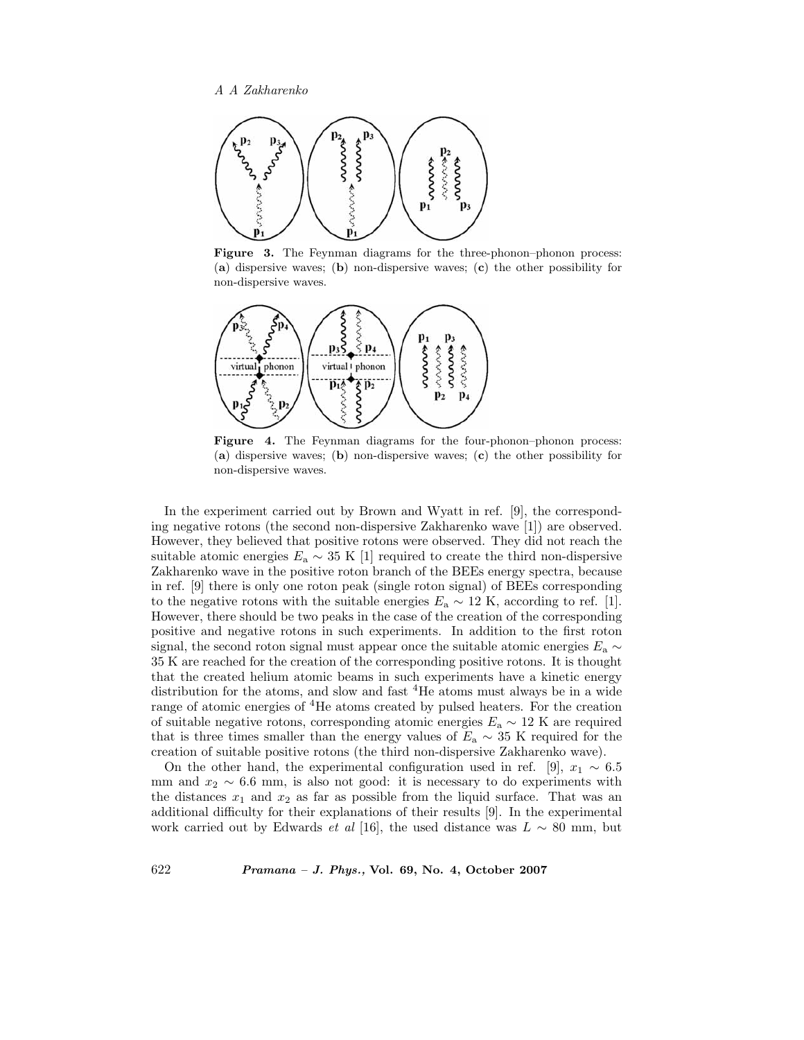**Figure 3.** The Feynman diagrams for the three-phonon–phonon process: (**a**) dispersive waves; (**b**) non-dispersive waves; (**c**) the other possibility for non-dispersive waves.

**Figure 4.** The Feynman diagrams for the four-phonon–phonon process: (**a**) dispersive waves; (**b**) non-dispersive waves; (**c**) the other possibility for non-dispersive waves.

In the experiment carried out by Brown and Wyatt in ref. [9], the corresponding negative rotons (the second non-dispersive Zakharenko wave [1]) are observed. However, they believed that positive rotons were observed. They did not reach the suitable atomic energies $E_{\mathrm{a}} \sim 35$ K [1] required to create the third non-dispersive Zakharenko wave in the positive roton branch of the BEEs energy spectra, because in ref. [9] there is only one roton peak (single roton signal) of BEEs corresponding to the negative rotons with the suitable energies $E_{\mathrm{a}} \sim 12$ K, according to ref. [1]. However, there should be two peaks in the case of the creation of the corresponding positive and negative rotons in such experiments. In addition to the first roton signal, the second roton signal must appear once the suitable atomic energies $E_{\mathrm{a}} \sim 35$ K are reached for the creation of the corresponding positive rotons. It is thought that the created helium atomic beams in such experiments have a kinetic energy distribution for the atoms, and slow and fast $^{4}$He atoms must always be in a wide range of atomic energies of $^{4}$He atoms created by pulsed heaters. For the creation of suitable negative rotons, corresponding atomic energies $E_{\mathrm{a}} \sim 12$ K are required that is three times smaller than the energy values of $E_{\mathrm{a}} \sim 35$ K required for the creation of suitable positive rotons (the third non-dispersive Zakharenko wave).

On the other hand, the experimental configuration used in ref. [9], $x_1 \sim 6.5$ mm and $x_2 \sim 6.6$ mm, is also not good: it is necessary to do experiments with the distances $x_1$ and $x_2$ as far as possible from the liquid surface. That was an additional difficulty for their explanations of their results [9]. In the experimental work carried out by Edwards *et al* [16], the used distance was $L \sim 80$ mm, but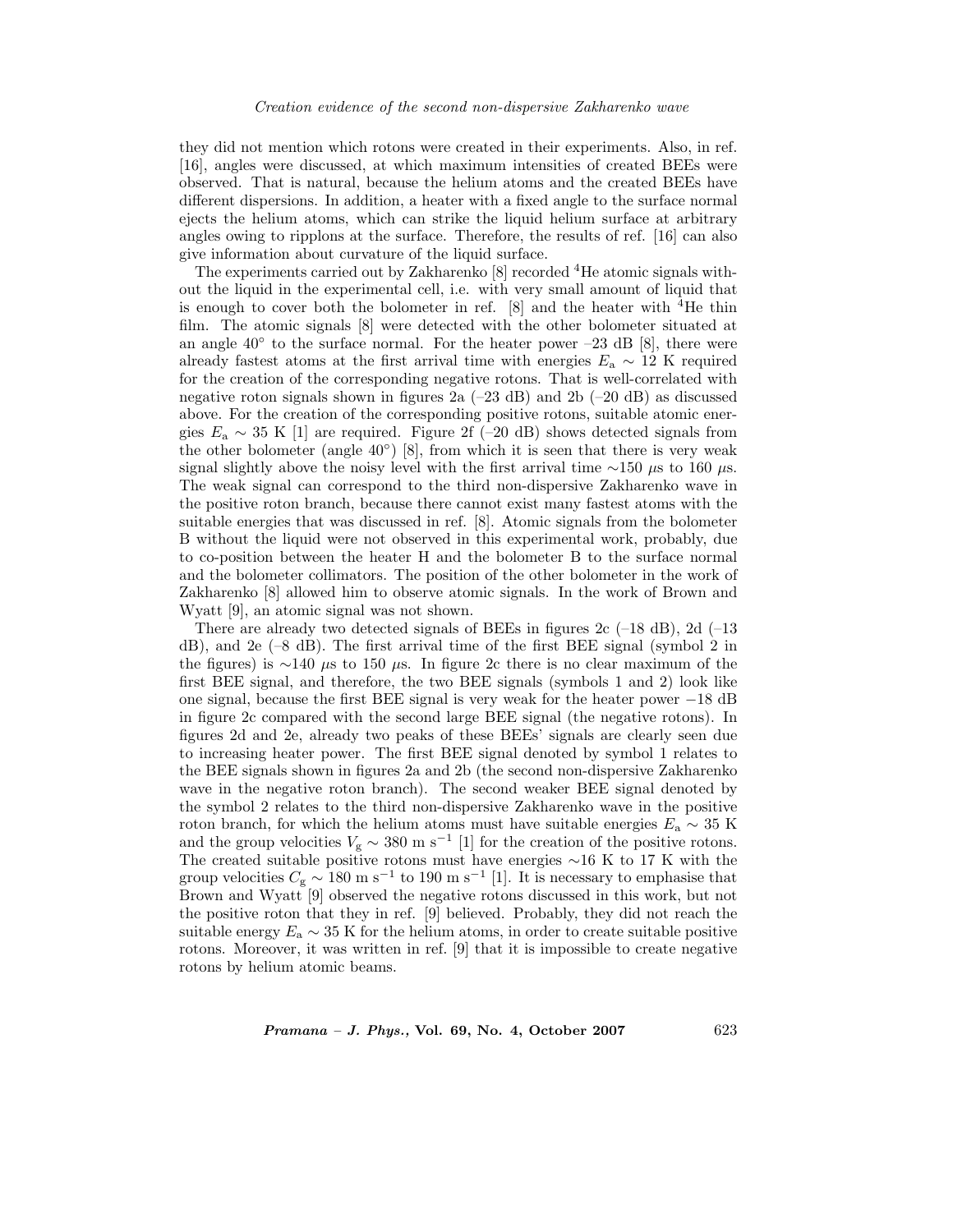they did not mention which rotons were created in their experiments. Also, in ref. [16], angles were discussed, at which maximum intensities of created BEEs were observed. That is natural, because the helium atoms and the created BEEs have different dispersions. In addition, a heater with a fixed angle to the surface normal ejects the helium atoms, which can strike the liquid helium surface at arbitrary angles owing to ripplons at the surface. Therefore, the results of ref. [16] can also give information about curvature of the liquid surface.

The experiments carried out by Zakharenko [8] recorded $^4$He atomic signals without the liquid in the experimental cell, i.e. with very small amount of liquid that is enough to cover both the bolometer in ref. [8] and the heater with $^4$He thin film. The atomic signals [8] were detected with the other bolometer situated at an angle 40° to the surface normal. For the heater power –23 dB [8], there were already fastest atoms at the first arrival time with energies $E_a \sim 12$ K required for the creation of the corresponding negative rotons. That is well-correlated with negative roton signals shown in figures 2a (–23 dB) and 2b (–20 dB) as discussed above. For the creation of the corresponding positive rotons, suitable atomic energies $E_a \sim 35$ K [1] are required. Figure 2f (–20 dB) shows detected signals from the other bolometer (angle 40°) [8], from which it is seen that there is very weak signal slightly above the noisy level with the first arrival time ∼150 μs to 160 μs. The weak signal can correspond to the third non-dispersive Zakharenko wave in the positive roton branch, because there cannot exist many fastest atoms with the suitable energies that was discussed in ref. [8]. Atomic signals from the bolometer B without the liquid were not observed in this experimental work, probably, due to co-position between the heater H and the bolometer B to the surface normal and the bolometer collimators. The position of the other bolometer in the work of Zakharenko [8] allowed him to observe atomic signals. In the work of Brown and Wyatt [9], an atomic signal was not shown.

There are already two detected signals of BEEs in figures 2c (–18 dB), 2d (–13 dB), and 2e (–8 dB). The first arrival time of the first BEE signal (symbol 2 in the figures) is ∼140 μs to 150 μs. In figure 2c there is no clear maximum of the first BEE signal, and therefore, the two BEE signals (symbols 1 and 2) look like one signal, because the first BEE signal is very weak for the heater power −18 dB in figure 2c compared with the second large BEE signal (the negative rotons). In figures 2d and 2e, already two peaks of these BEEs' signals are clearly seen due to increasing heater power. The first BEE signal denoted by symbol 1 relates to the BEE signals shown in figures 2a and 2b (the second non-dispersive Zakharenko wave in the negative roton branch). The second weaker BEE signal denoted by the symbol 2 relates to the third non-dispersive Zakharenko wave in the positive roton branch, for which the helium atoms must have suitable energies $E_a \sim 35$ K and the group velocities $V_g \sim 380$ m s$^{-1}$ [1] for the creation of the positive rotons. The created suitable positive rotons must have energies ∼16 K to 17 K with the group velocities $C_g \sim 180$ m s$^{-1}$ to 190 m s$^{-1}$ [1]. It is necessary to emphasise that Brown and Wyatt [9] observed the negative rotons discussed in this work, but not the positive roton that they in ref. [9] believed. Probably, they did not reach the suitable energy $E_a \sim 35$ K for the helium atoms, in order to create suitable positive rotons. Moreover, it was written in ref. [9] that it is impossible to create negative rotons by helium atomic beams.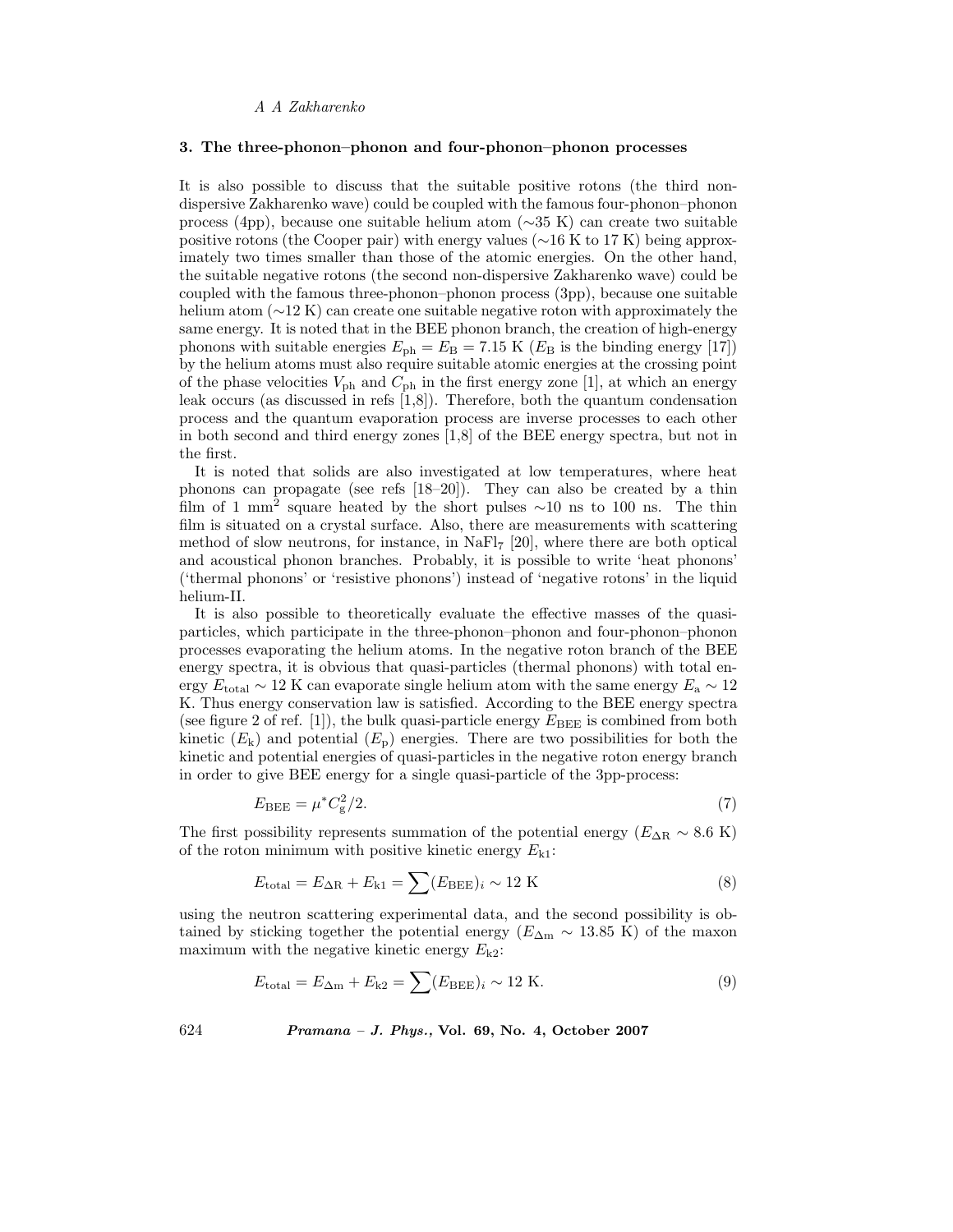### 3. The three-phonon–phonon and four-phonon–phonon processes

It is also possible to discuss that the suitable positive rotons (the third non-dispersive Zakharenko wave) could be coupled with the famous four-phonon–phonon process (4pp), because one suitable helium atom (∼35 K) can create two suitable positive rotons (the Cooper pair) with energy values (∼16 K to 17 K) being approximately two times smaller than those of the atomic energies. On the other hand, the suitable negative rotons (the second non-dispersive Zakharenko wave) could be coupled with the famous three-phonon–phonon process (3pp), because one suitable helium atom (∼12 K) can create one suitable negative roton with approximately the same energy. It is noted that in the BEE phonon branch, the creation of high-energy phonons with suitable energies $E_{\mathrm{ph}} = E_{\mathrm{B}} = 7.15$ K ($E_{\mathrm{B}}$ is the binding energy [17]) by the helium atoms must also require suitable atomic energies at the crossing point of the phase velocities $V_{\mathrm{ph}}$ and $C_{\mathrm{ph}}$ in the first energy zone [1], at which an energy leak occurs (as discussed in refs [1,8]). Therefore, both the quantum condensation process and the quantum evaporation process are inverse processes to each other in both second and third energy zones [1,8] of the BEE energy spectra, but not in the first.

It is noted that solids are also investigated at low temperatures, where heat phonons can propagate (see refs [18–20]). They can also be created by a thin film of 1 mm$^2$ square heated by the short pulses ∼10 ns to 100 ns. The thin film is situated on a crystal surface. Also, there are measurements with scattering method of slow neutrons, for instance, in $NaFl_7$ [20], where there are both optical and acoustical phonon branches. Probably, it is possible to write 'heat phonons' ('thermal phonons' or 'resistive phonons') instead of 'negative rotons' in the liquid helium-II.

It is also possible to theoretically evaluate the effective masses of the quasi-particles, which participate in the three-phonon–phonon and four-phonon–phonon processes evaporating the helium atoms. In the negative roton branch of the BEE energy spectra, it is obvious that quasi-particles (thermal phonons) with total energy $E_{\mathrm{total}} \sim 12$ K can evaporate single helium atom with the same energy $E_{\mathrm{a}} \sim 12$ K. Thus energy conservation law is satisfied. According to the BEE energy spectra (see figure 2 of ref. [1]), the bulk quasi-particle energy $E_{\mathrm{BEE}}$ is combined from both kinetic ($E_{\mathrm{k}}$) and potential ($E_{\mathrm{p}}$) energies. There are two possibilities for both the kinetic and potential energies of quasi-particles in the negative roton energy branch in order to give BEE energy for a single quasi-particle of the 3pp-process:

$$E_{\mathrm{BEE}} = \mu^* C_{\mathrm{g}}^2/2. \tag{7}$$

The first possibility represents summation of the potential energy ($E_{\Delta\mathrm{R}} \sim 8.6$ K) of the roton minimum with positive kinetic energy $E_{\mathrm{k1}}$:

$$E_{\mathrm{total}} = E_{\Delta\mathrm{R}} + E_{\mathrm{k1}} = \sum (E_{\mathrm{BEE}})_i \sim 12 \text{ K} \tag{8}$$

using the neutron scattering experimental data, and the second possibility is obtained by sticking together the potential energy ($E_{\Delta\mathrm{m}} \sim 13.85$ K) of the maxon maximum with the negative kinetic energy $E_{\mathrm{k2}}$:

$$E_{\mathrm{total}} = E_{\Delta\mathrm{m}} + E_{\mathrm{k2}} = \sum (E_{\mathrm{BEE}})_i \sim 12 \text{ K}. \tag{9}$$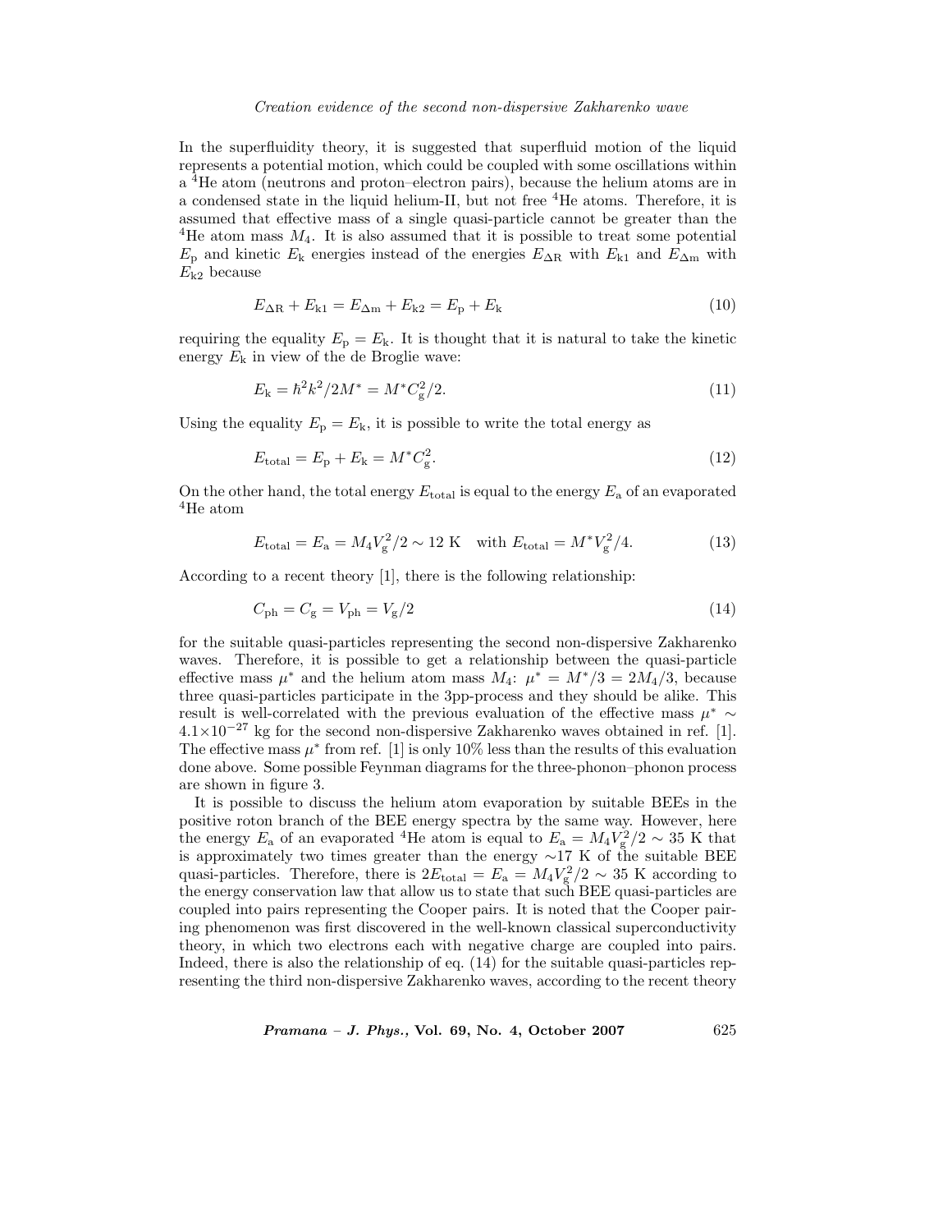In the superfluidity theory, it is suggested that superfluid motion of the liquid represents a potential motion, which could be coupled with some oscillations within a $^4$He atom (neutrons and proton–electron pairs), because the helium atoms are in a condensed state in the liquid helium-II, but not free $^4$He atoms. Therefore, it is assumed that effective mass of a single quasi-particle cannot be greater than the $^4$He atom mass $M_4$. It is also assumed that it is possible to treat some potential $E_{\mathrm{p}}$ and kinetic $E_{\mathrm{k}}$ energies instead of the energies $E_{\Delta\mathrm{R}}$ with $E_{\mathrm{k1}}$ and $E_{\Delta\mathrm{m}}$ with $E_{\mathrm{k2}}$ because

$$E_{\Delta\mathrm{R}} + E_{\mathrm{k1}} = E_{\Delta\mathrm{m}} + E_{\mathrm{k2}} = E_{\mathrm{p}} + E_{\mathrm{k}} \tag{10}$$

requiring the equality $E_{\mathrm{p}} = E_{\mathrm{k}}$. It is thought that it is natural to take the kinetic energy $E_{\mathrm{k}}$ in view of the de Broglie wave:

$$E_{\mathrm{k}} = \hbar^2 k^2/2M^* = M^* C_{\mathrm{g}}^2/2. \tag{11}$$

Using the equality $E_{\mathrm{p}} = E_{\mathrm{k}}$, it is possible to write the total energy as

$$E_{\mathrm{total}} = E_{\mathrm{p}} + E_{\mathrm{k}} = M^* C_{\mathrm{g}}^2. \tag{12}$$

On the other hand, the total energy $E_{\mathrm{total}}$ is equal to the energy $E_{\mathrm{a}}$ of an evaporated $^4$He atom

$$E_{\mathrm{total}} = E_{\mathrm{a}} = M_4 V_{\mathrm{g}}^2/2 \sim 12\ \mathrm{K} \quad \text{with } E_{\mathrm{total}} = M^* V_{\mathrm{g}}^2/4. \tag{13}$$

According to a recent theory [1], there is the following relationship:

$$C_{\mathrm{ph}} = C_{\mathrm{g}} = V_{\mathrm{ph}} = V_{\mathrm{g}}/2 \tag{14}$$

for the suitable quasi-particles representing the second non-dispersive Zakharenko waves. Therefore, it is possible to get a relationship between the quasi-particle effective mass $\mu^*$ and the helium atom mass $M_4$: $\mu^* = M^*/3 = 2M_4/3$, because three quasi-particles participate in the 3pp-process and they should be alike. This result is well-correlated with the previous evaluation of the effective mass $\mu^* \sim 4.1\times10^{-27}$ kg for the second non-dispersive Zakharenko waves obtained in ref. [1]. The effective mass $\mu^*$ from ref. [1] is only 10% less than the results of this evaluation done above. Some possible Feynman diagrams for the three-phonon–phonon process are shown in figure 3.

It is possible to discuss the helium atom evaporation by suitable BEEs in the positive roton branch of the BEE energy spectra by the same way. However, here the energy $E_{\mathrm{a}}$ of an evaporated $^4$He atom is equal to $E_{\mathrm{a}} = M_4 V_{\mathrm{g}}^2/2 \sim 35$ K that is approximately two times greater than the energy $\sim$17 K of the suitable BEE quasi-particles. Therefore, there is $2E_{\mathrm{total}} = E_{\mathrm{a}} = M_4 V_{\mathrm{g}}^2/2 \sim 35$ K according to the energy conservation law that allow us to state that such BEE quasi-particles are coupled into pairs representing the Cooper pairs. It is noted that the Cooper pairing phenomenon was first discovered in the well-known classical superconductivity theory, in which two electrons each with negative charge are coupled into pairs. Indeed, there is also the relationship of eq. (14) for the suitable quasi-particles representing the third non-dispersive Zakharenko waves, according to the recent theory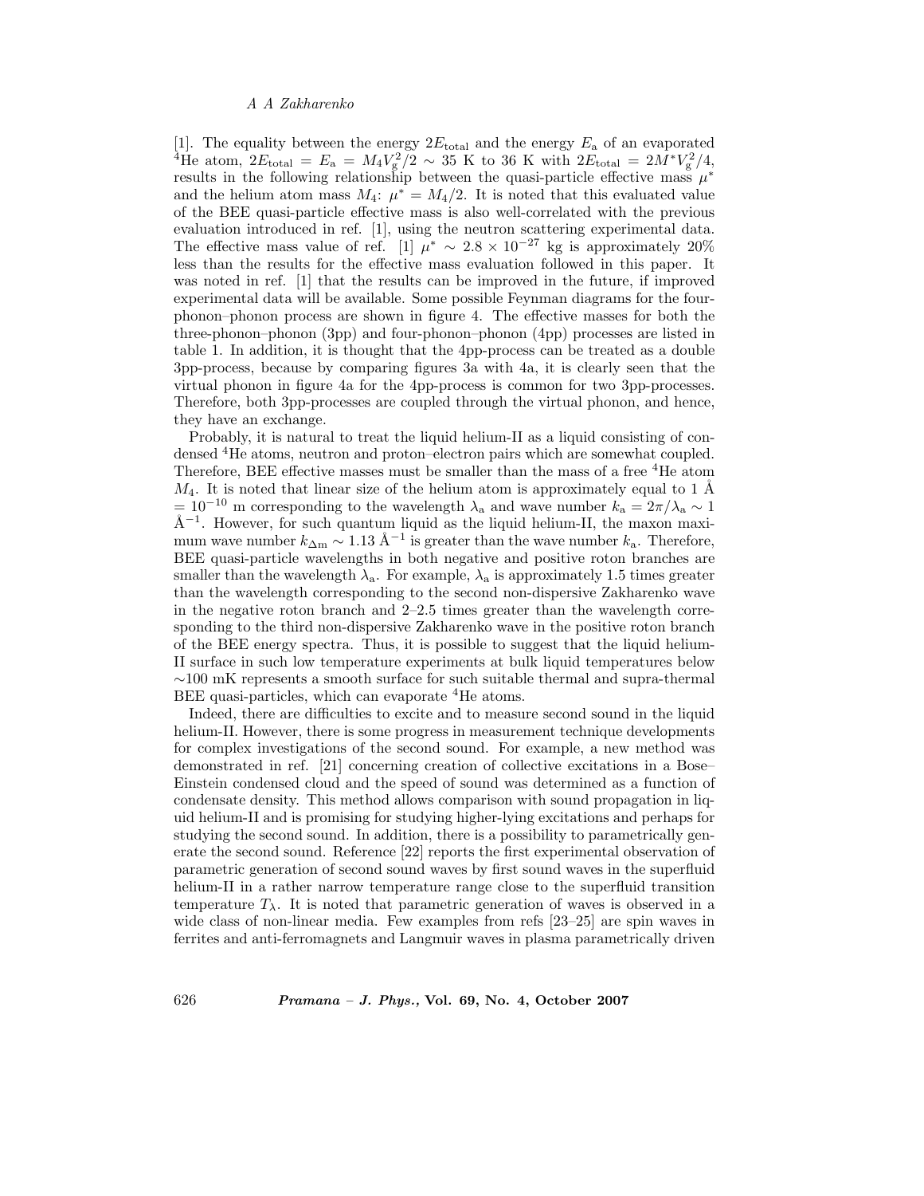[1]. The equality between the energy $2E_{\rm total}$ and the energy $E_{\rm a}$ of an evaporated $^4$He atom, $2E_{\rm total} = E_{\rm a} = M_4 V_{\rm g}^2/2 \sim 35$ K to 36 K with $2E_{\rm total} = 2M^* V_{\rm g}^2/4$, results in the following relationship between the quasi-particle effective mass $\mu^*$ and the helium atom mass $M_4$: $\mu^* = M_4/2$. It is noted that this evaluated value of the BEE quasi-particle effective mass is also well-correlated with the previous evaluation introduced in ref. [1], using the neutron scattering experimental data. The effective mass value of ref. [1] $\mu^* \sim 2.8 \times 10^{-27}$ kg is approximately 20% less than the results for the effective mass evaluation followed in this paper. It was noted in ref. [1] that the results can be improved in the future, if improved experimental data will be available. Some possible Feynman diagrams for the four-phonon–phonon process are shown in figure 4. The effective masses for both the three-phonon–phonon (3pp) and four-phonon–phonon (4pp) processes are listed in table 1. In addition, it is thought that the 4pp-process can be treated as a double 3pp-process, because by comparing figures 3a with 4a, it is clearly seen that the virtual phonon in figure 4a for the 4pp-process is common for two 3pp-processes. Therefore, both 3pp-processes are coupled through the virtual phonon, and hence, they have an exchange.

Probably, it is natural to treat the liquid helium-II as a liquid consisting of condensed $^4$He atoms, neutron and proton–electron pairs which are somewhat coupled. Therefore, BEE effective masses must be smaller than the mass of a free $^4$He atom $M_4$. It is noted that linear size of the helium atom is approximately equal to 1 Å $= 10^{-10}$ m corresponding to the wavelength $\lambda_{\rm a}$ and wave number $k_{\rm a} = 2\pi/\lambda_{\rm a} \sim 1$ Å$^{-1}$. However, for such quantum liquid as the liquid helium-II, the maxon maximum wave number $k_{\Delta{\rm m}} \sim 1.13$ Å$^{-1}$ is greater than the wave number $k_{\rm a}$. Therefore, BEE quasi-particle wavelengths in both negative and positive roton branches are smaller than the wavelength $\lambda_{\rm a}$. For example, $\lambda_{\rm a}$ is approximately 1.5 times greater than the wavelength corresponding to the second non-dispersive Zakharenko wave in the negative roton branch and 2–2.5 times greater than the wavelength corresponding to the third non-dispersive Zakharenko wave in the positive roton branch of the BEE energy spectra. Thus, it is possible to suggest that the liquid helium-II surface in such low temperature experiments at bulk liquid temperatures below $\sim$100 mK represents a smooth surface for such suitable thermal and supra-thermal BEE quasi-particles, which can evaporate $^4$He atoms.

Indeed, there are difficulties to excite and to measure second sound in the liquid helium-II. However, there is some progress in measurement technique developments for complex investigations of the second sound. For example, a new method was demonstrated in ref. [21] concerning creation of collective excitations in a Bose–Einstein condensed cloud and the speed of sound was determined as a function of condensate density. This method allows comparison with sound propagation in liquid helium-II and is promising for studying higher-lying excitations and perhaps for studying the second sound. In addition, there is a possibility to parametrically generate the second sound. Reference [22] reports the first experimental observation of parametric generation of second sound waves by first sound waves in the superfluid helium-II in a rather narrow temperature range close to the superfluid transition temperature $T_\lambda$. It is noted that parametric generation of waves is observed in a wide class of non-linear media. Few examples from refs [23–25] are spin waves in ferrites and anti-ferromagnets and Langmuir waves in plasma parametrically driven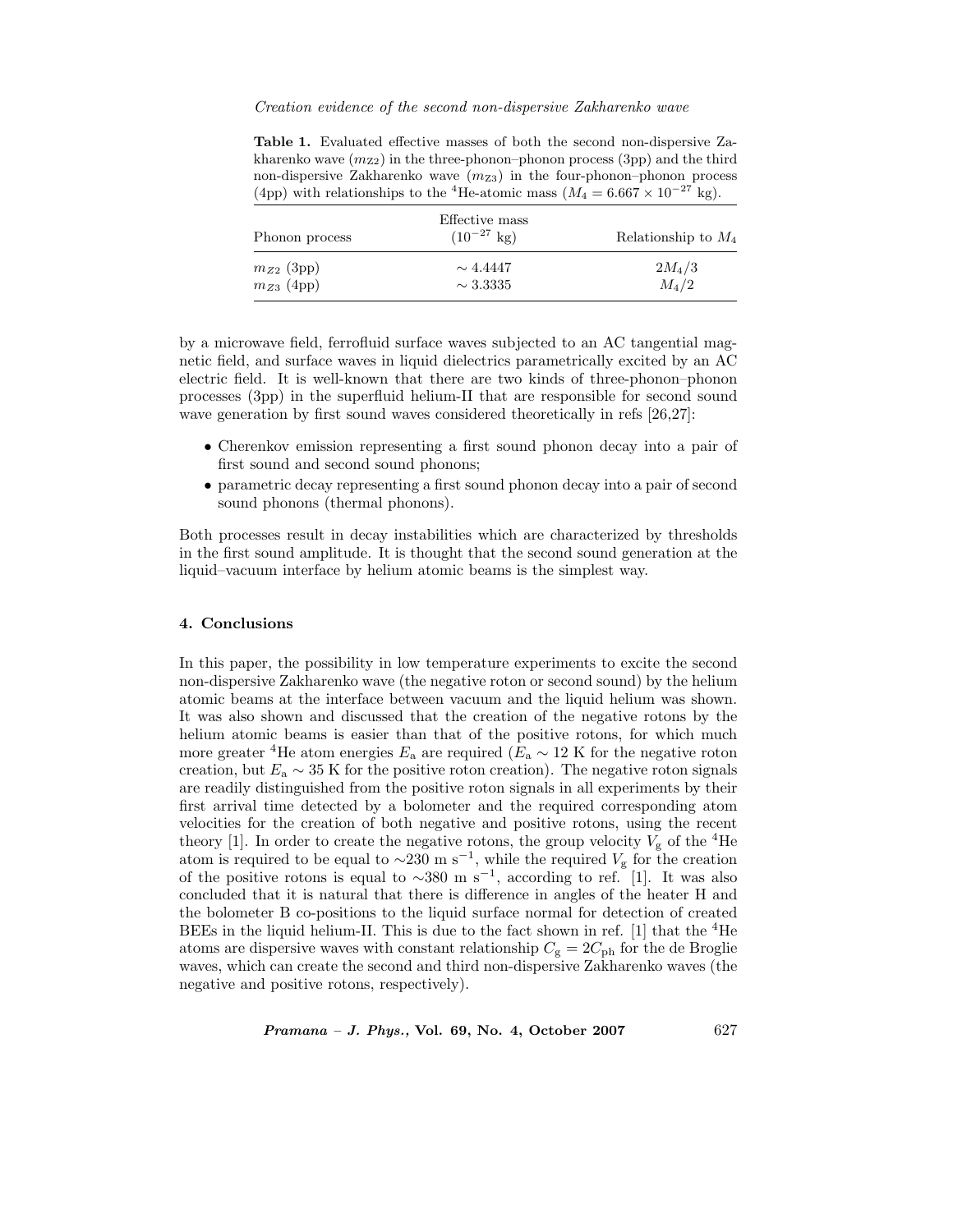**Table 1.** Evaluated effective masses of both the second non-dispersive Zakharenko wave ($m_{Z2}$) in the three-phonon–phonon process (3pp) and the third non-dispersive Zakharenko wave ($m_{Z3}$) in the four-phonon–phonon process (4pp) with relationships to the $^4$He-atomic mass ($M_4 = 6.667 \times 10^{-27}$ kg).

| Phonon process | Effective mass ($10^{-27}$ kg) | Relationship to $M_4$ |
|---|---|---|
| $m_{Z2}$ (3pp) | $\sim 4.4447$ | $2M_4/3$ |
| $m_{Z3}$ (4pp) | $\sim 3.3335$ | $M_4/2$ |

by a microwave field, ferrofluid surface waves subjected to an AC tangential magnetic field, and surface waves in liquid dielectrics parametrically excited by an AC electric field. It is well-known that there are two kinds of three-phonon–phonon processes (3pp) in the superfluid helium-II that are responsible for second sound wave generation by first sound waves considered theoretically in refs [26,27]:

- Cherenkov emission representing a first sound phonon decay into a pair of first sound and second sound phonons;
- parametric decay representing a first sound phonon decay into a pair of second sound phonons (thermal phonons).

Both processes result in decay instabilities which are characterized by thresholds in the first sound amplitude. It is thought that the second sound generation at the liquid–vacuum interface by helium atomic beams is the simplest way.

## 4. Conclusions

In this paper, the possibility in low temperature experiments to excite the second non-dispersive Zakharenko wave (the negative roton or second sound) by the helium atomic beams at the interface between vacuum and the liquid helium was shown. It was also shown and discussed that the creation of the negative rotons by the helium atomic beams is easier than that of the positive rotons, for which much more greater $^4$He atom energies $E_{\rm a}$ are required ($E_{\rm a} \sim 12$ K for the negative roton creation, but $E_{\rm a} \sim 35$ K for the positive roton creation). The negative roton signals are readily distinguished from the positive roton signals in all experiments by their first arrival time detected by a bolometer and the required corresponding atom velocities for the creation of both negative and positive rotons, using the recent theory [1]. In order to create the negative rotons, the group velocity $V_{\rm g}$ of the $^4$He atom is required to be equal to $\sim$230 m s$^{-1}$, while the required $V_{\rm g}$ for the creation of the positive rotons is equal to $\sim$380 m s$^{-1}$, according to ref. [1]. It was also concluded that it is natural that there is difference in angles of the heater H and the bolometer B co-positions to the liquid surface normal for detection of created BEEs in the liquid helium-II. This is due to the fact shown in ref. [1] that the $^4$He atoms are dispersive waves with constant relationship $C_{\rm g} = 2C_{\rm ph}$ for the de Broglie waves, which can create the second and third non-dispersive Zakharenko waves (the negative and positive rotons, respectively).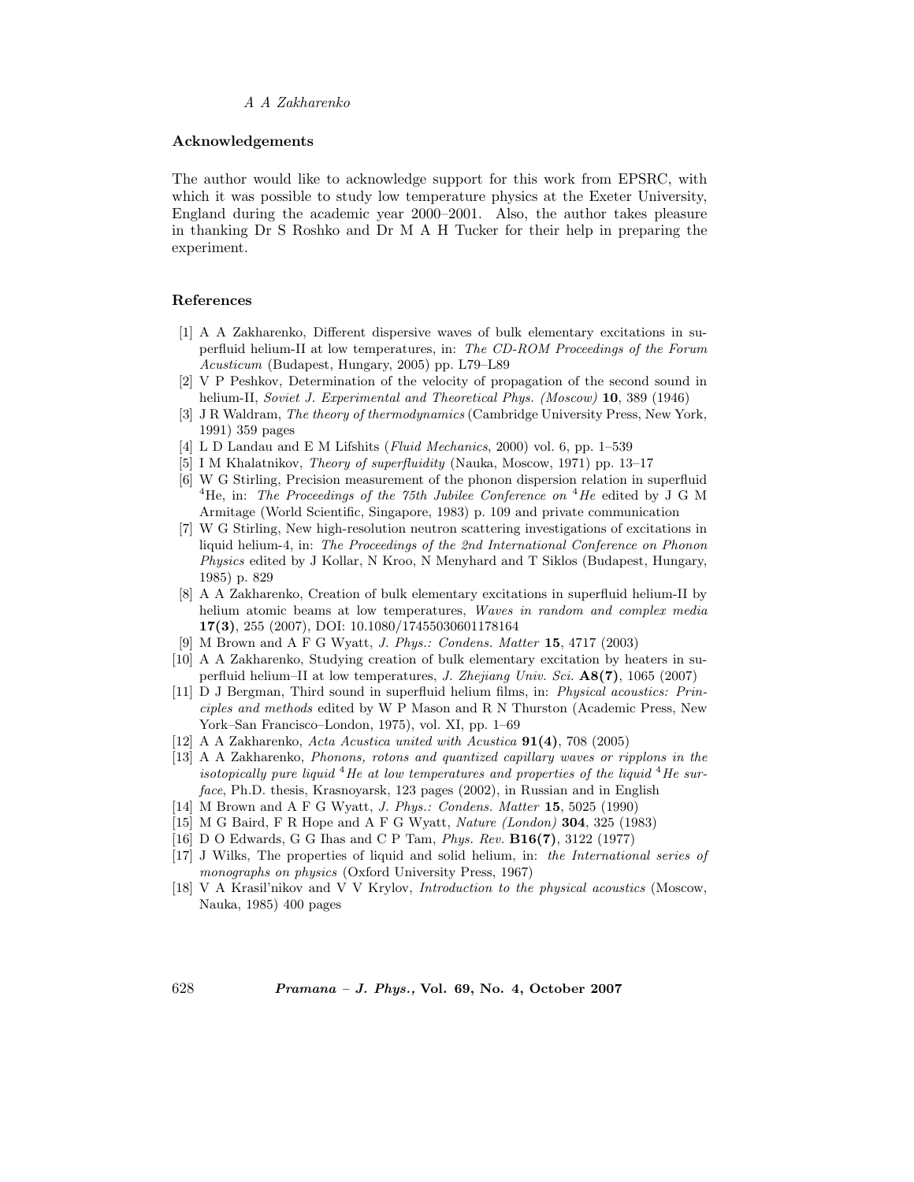## Acknowledgements

The author would like to acknowledge support for this work from EPSRC, with which it was possible to study low temperature physics at the Exeter University, England during the academic year 2000–2001. Also, the author takes pleasure in thanking Dr S Roshko and Dr M A H Tucker for their help in preparing the experiment.

## References

[1] A A Zakharenko, Different dispersive waves of bulk elementary excitations in superfluid helium-II at low temperatures, in: *The CD-ROM Proceedings of the Forum Acusticum* (Budapest, Hungary, 2005) pp. L79–L89

[2] V P Peshkov, Determination of the velocity of propagation of the second sound in helium-II, *Soviet J. Experimental and Theoretical Phys. (Moscow)* **10**, 389 (1946)

[3] J R Waldram, *The theory of thermodynamics* (Cambridge University Press, New York, 1991) 359 pages

[4] L D Landau and E M Lifshits (*Fluid Mechanics*, 2000) vol. 6, pp. 1–539

[5] I M Khalatnikov, *Theory of superfluidity* (Nauka, Moscow, 1971) pp. 13–17

[6] W G Stirling, Precision measurement of the phonon dispersion relation in superfluid $^4$He, in: *The Proceedings of the 75th Jubilee Conference on $^4$He* edited by J G M Armitage (World Scientific, Singapore, 1983) p. 109 and private communication

[7] W G Stirling, New high-resolution neutron scattering investigations of excitations in liquid helium-4, in: *The Proceedings of the 2nd International Conference on Phonon Physics* edited by J Kollar, N Kroo, N Menyhard and T Siklos (Budapest, Hungary, 1985) p. 829

[8] A A Zakharenko, Creation of bulk elementary excitations in superfluid helium-II by helium atomic beams at low temperatures, *Waves in random and complex media* **17(3)**, 255 (2007), DOI: 10.1080/17455030601178164

[9] M Brown and A F G Wyatt, *J. Phys.: Condens. Matter* **15**, 4717 (2003)

[10] A A Zakharenko, Studying creation of bulk elementary excitation by heaters in superfluid helium–II at low temperatures, *J. Zhejiang Univ. Sci.* **A8(7)**, 1065 (2007)

[11] D J Bergman, Third sound in superfluid helium films, in: *Physical acoustics: Principles and methods* edited by W P Mason and R N Thurston (Academic Press, New York–San Francisco–London, 1975), vol. XI, pp. 1–69

[12] A A Zakharenko, *Acta Acustica united with Acustica* **91(4)**, 708 (2005)

[13] A A Zakharenko, *Phonons, rotons and quantized capillary waves or ripplons in the isotopically pure liquid $^4$He at low temperatures and properties of the liquid $^4$He surface*, Ph.D. thesis, Krasnoyarsk, 123 pages (2002), in Russian and in English

[14] M Brown and A F G Wyatt, *J. Phys.: Condens. Matter* **15**, 5025 (1990)

[15] M G Baird, F R Hope and A F G Wyatt, *Nature (London)* **304**, 325 (1983)

[16] D O Edwards, G G Ihas and C P Tam, *Phys. Rev.* **B16(7)**, 3122 (1977)

[17] J Wilks, The properties of liquid and solid helium, in: *the International series of monographs on physics* (Oxford University Press, 1967)

[18] V A Krasil'nikov and V V Krylov, *Introduction to the physical acoustics* (Moscow, Nauka, 1985) 400 pages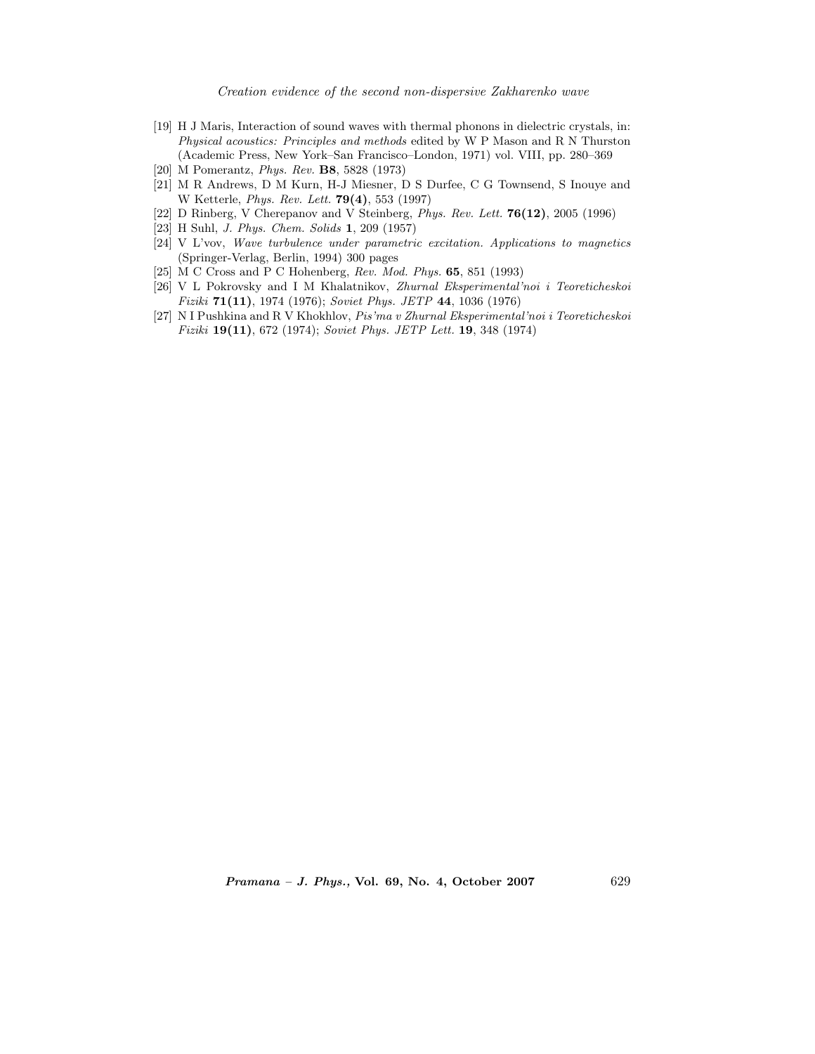[19] H J Maris, Interaction of sound waves with thermal phonons in dielectric crystals, in: *Physical acoustics: Principles and methods* edited by W P Mason and R N Thurston (Academic Press, New York–San Francisco–London, 1971) vol. VIII, pp. 280–369

[20] M Pomerantz, *Phys. Rev.* **B8**, 5828 (1973)

[21] M R Andrews, D M Kurn, H-J Miesner, D S Durfee, C G Townsend, S Inouye and W Ketterle, *Phys. Rev. Lett.* **79(4)**, 553 (1997)

[22] D Rinberg, V Cherepanov and V Steinberg, *Phys. Rev. Lett.* **76(12)**, 2005 (1996)

[23] H Suhl, *J. Phys. Chem. Solids* **1**, 209 (1957)

[24] V L'vov, *Wave turbulence under parametric excitation. Applications to magnetics* (Springer-Verlag, Berlin, 1994) 300 pages

[25] M C Cross and P C Hohenberg, *Rev. Mod. Phys.* **65**, 851 (1993)

[26] V L Pokrovsky and I M Khalatnikov, *Zhurnal Eksperimental'noi i Teoreticheskoi Fiziki* **71(11)**, 1974 (1976); *Soviet Phys. JETP* **44**, 1036 (1976)

[27] N I Pushkina and R V Khokhlov, *Pis'ma v Zhurnal Eksperimental'noi i Teoreticheskoi Fiziki* **19(11)**, 672 (1974); *Soviet Phys. JETP Lett.* **19**, 348 (1974)